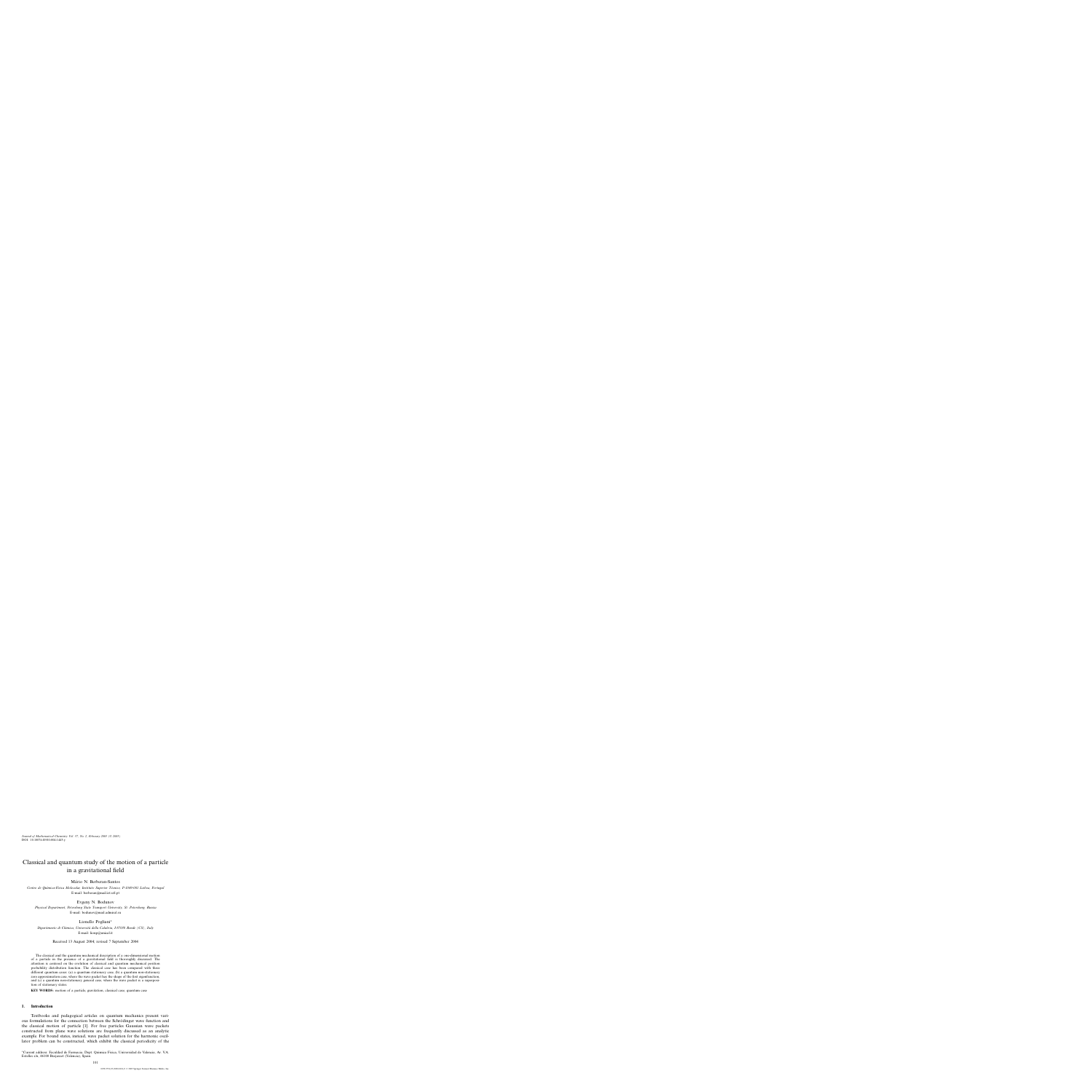# Classical and quantum study of the motion of a particle in a gravitational field

Mário N. Berberan-Santos

*Centro de Química-Física Molecular, Instituto Superior Técnico, P-1049-001 Lisboa, Portugal*
E-mail: berberan@mail.ist.utl.pt

Evgeny N. Bodunov

*Physical Department, Petersburg State Transport University, St. Petersburg, Russia*
E-mail: bodunov@mail.admiral.ru

Lionello Pogliani*

*Dipartimento di Chimica, Università della Calabria, I-87036 Rende (CS), Italy*
E-mail: lionp@unical.it

Received 13 August 2004; revised 7 September 2004

The classical and the quantum mechanical description of a one-dimensional motion of a particle in the presence of a gravitational field is thoroughly discussed. The attention is centered on the evolution of classical and quantum mechanical position probability distribution function. The classical case has been compared with three different quantum cases: (a) a quantum stationary case, (b) a quantum non-stationary (zero approximation case, where the wave packet has the shape of the first eigenfunction, and (c) a quantum non-stationary general case, where the wave packet is a superposition of stationary states.

**KEY WORDS:** motion of a particle, gravitation, classical case, quantum case

## 1. Introduction

Textbooks and pedagogical articles on quantum mechanics present various formulations for the connection between the Schrödinger wave function and the classical motion of particle [1]. For free particles Gaussian wave packets constructed from plane wave solutions are frequently discussed as an analytic example. For bound states, instead, wave packet solution for the harmonic oscillator problem can be constructed, which exhibit the classical periodicity of the

*Current address: Facultad de Farmacia, Dept. Química Fisica, Universidad de Valencia, Av. V.A. Estelles s/n, 46100 Burjassot (Valencia), Spain.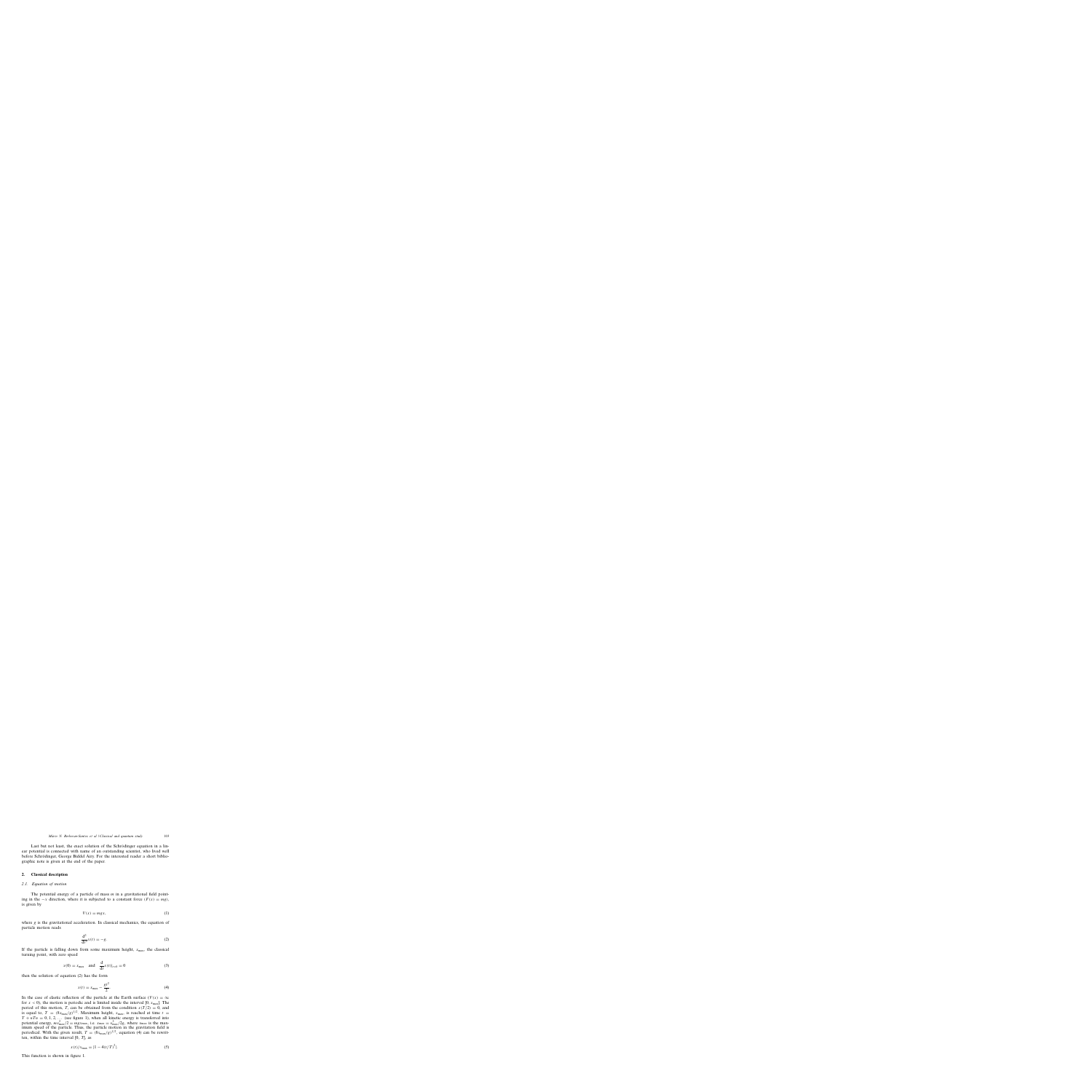Last but not least, the exact solution of the Schrödinger equation in a linear potential is connected with name of an outstanding scientist, who lived well before Schrödinger, George Biddel Airy. For the interested reader a short bibliographic note is given at the end of the paper.

## 2. Classical description

### 2.1. Equation of motion

The potential energy of a particle of mass $m$ in a gravitational field pointing in the $-x$ direction, where it is subjected to a constant force $(F(x) = mg)$, is given by

$$V(x) = mgx, \tag{1}$$

where $g$ is the gravitational acceleration. In classical mechanics, the equation of particle motion reads

$$\frac{\mathrm{d}^2}{\mathrm{d}t^2}x(t) = -g. \tag{2}$$

If the particle is falling down from some maximum height, $x_{\max}$, the classical turning point, with zero speed

$$x(0) = x_{\max} \quad \text{and} \quad \frac{\mathrm{d}}{\mathrm{d}t}x(t)|_{t=0} = 0 \tag{3}$$

then the solution of equation (2) has the form

$$x(t) = x_{\max} - \frac{gt^2}{2}. \tag{4}$$

In the case of elastic reflection of the particle at the Earth surface ($V(x) = \infty$ for $x < 0$), the motion is periodic and is limited inside the interval $[0, x_{\max}]$. The period of this motion, $T$, can be obtained from the condition $x(T/2) = 0$, and is equal to, $T = (8x_{\max}/g)^{1/2}$. Maximum height, $x_{\max}$, is reached at time $t = T + nT n = 0, 1, 2, \ldots$ (see figure 1), when all kinetic energy is transferred into potential energy, $mv_{\max}^2/2 = mgx_{\max}$, i.e. $x_{\max} = v_{\max}^2/2g$, where $v_{\max}$ is the maximum speed of the particle. Thus, the particle motion in the gravitation field is periodical. With the given result, $T = (8x_{\max}/g)^{1/2}$, equation (4) can be rewritten, within the time interval $[0, T]$, as

$$x(t)/x_{\max} = [1 - 4(t/T)^2]. \tag{5}$$

This function is shown in figure 1.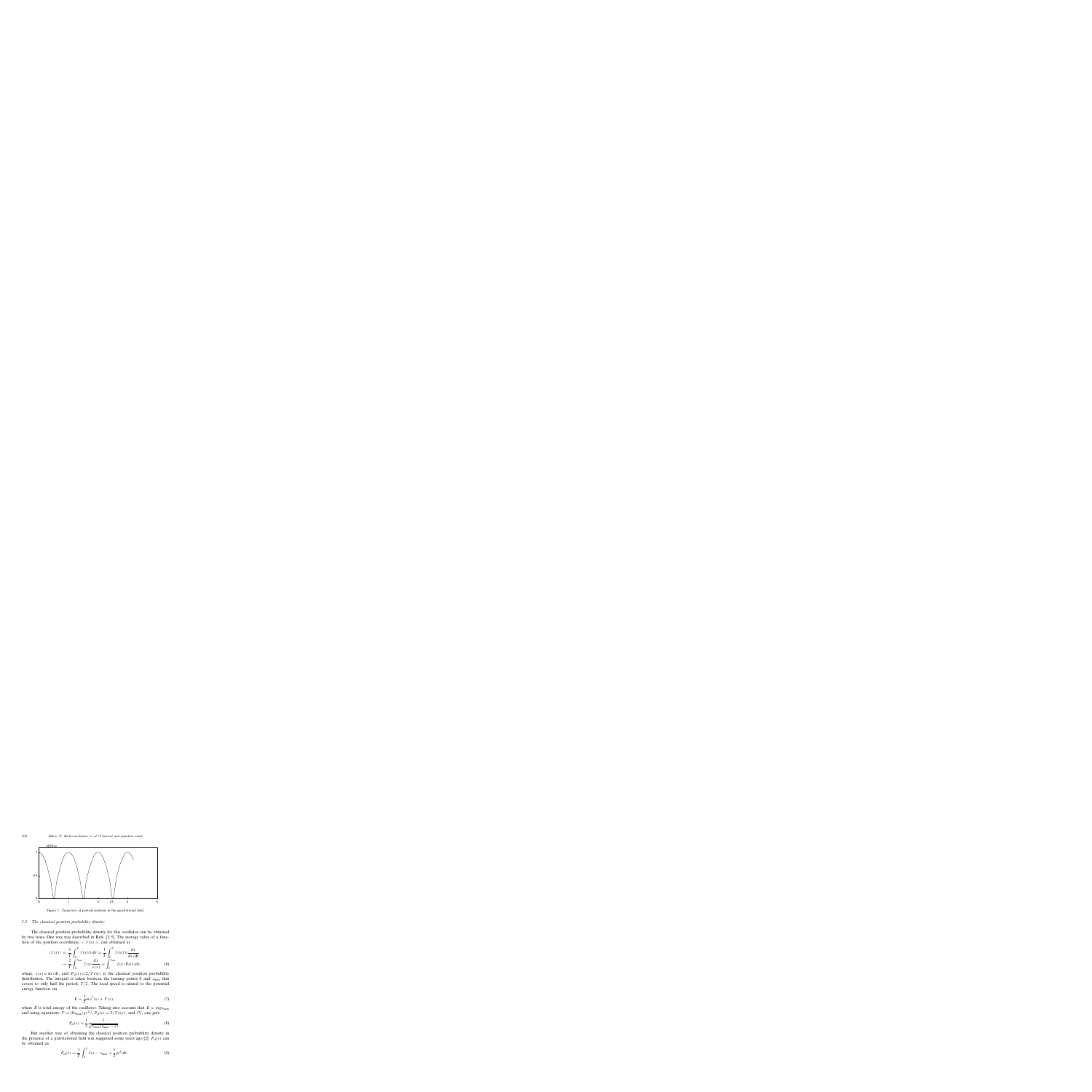Figure 1. Trajectory of particle motions in the gravitational field.

### 2.2. The classical position probability density

The classical position probability density for this oscillator can be obtained by two ways. One way was described in Refs. [3,5]. The average value of a function of the position coordinate, $< f(x) >$, can obtained as

$$\begin{aligned}\langle f(x)\rangle &= \frac{1}{T}\int_0^T f(x(t))\mathrm{d}t = \frac{1}{T}\int_0^T f(x(t))\frac{\mathrm{d}x}{\mathrm{d}x/\mathrm{d}t} \\ &\to \frac{2}{T}\int_0^{x_{\max}} f(x)\frac{\mathrm{d}x}{v(x)} = \int_0^{x_{\max}} f(x)P_{\mathrm{cl}}(x)\mathrm{d}x,\end{aligned} \tag{6}$$

where, $v(x) = \mathrm{d}x/\mathrm{d}t$, and $P_{\mathrm{cl}}(x) = 2/Tv(x)$ is the classical position probability distribution. The integral is taken between the turning points 0 and $x_{\max}$ that covers to only half the period, $T/2$. The local speed is related to the potential energy function via

$$E = \frac{1}{2}mv^2(x) + V(x), \tag{7}$$

where $E$ is total energy of the oscillator. Taking into account that $E = mgx_{\max}$ and using equations: $T = (8x_{\max}/g)^{1/2}$, $P_{\mathrm{cl}}(x) = 2/Tv(x)$, and (7), one gets

$$P_{\mathrm{cl}}(x) = \frac{1}{2}\frac{1}{\sqrt{x_{\max}(x_{\max}-x)}}. \tag{8}$$

But another way of obtaining the classical position probability density in the presence of a gravitational field was suggested some years ago [2]. $P_{\mathrm{cl}}(x)$ can be obtained as

$$P_{\mathrm{cl}}(x) = \frac{1}{T}\int_0^T \delta(x - x_{\max} + \frac{1}{2}gt^2)\mathrm{d}t \tag{9}$$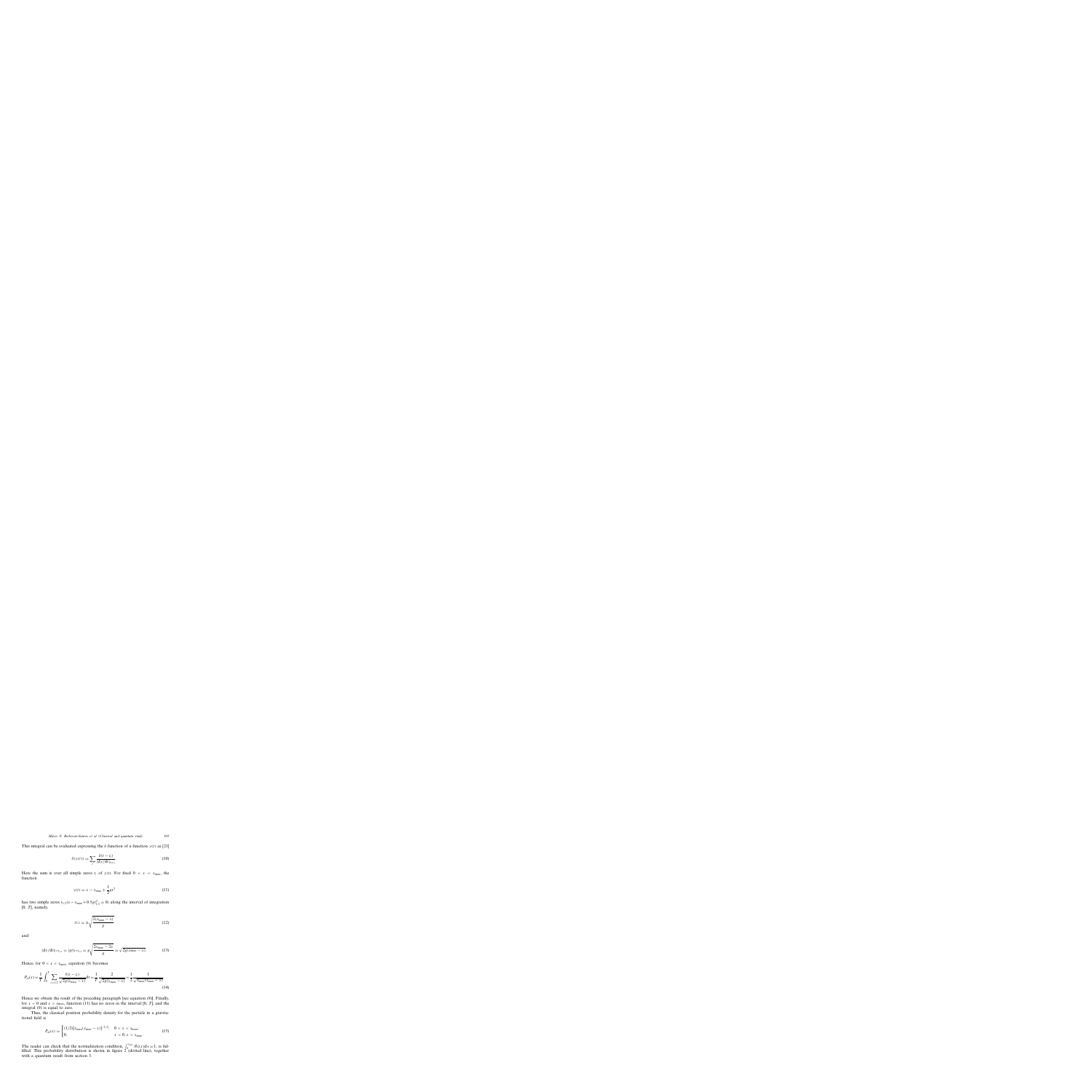This integral can be evaluated expressing the $\delta$ function of a function $y(t)$ as [23]

$$\delta(y(t)) = \sum_i \frac{\delta(t - t_i)}{|dy/dt|_{t=t_i}}. \tag{10}$$

Here the sum is over all simple zeros $t_i$ of $y(t)$. For fixed $0 < x < x_{\max}$, the function

$$y(t) = x - x_{\max} + \frac{1}{2}gt^2 \tag{11}$$

has two simple zeros $t_{1,2}$ $(x - x_{\max} + 0.5gt_{1,2}^2 = 0)$ along the interval of integration $[0, T]$, namely,

$$t_{1,2} = \pm\sqrt{\frac{2(x_{\max} - x)}{g}} \tag{12}$$

and

$$|dy/dt|_{t=t_{1,2}} = |gt|_{t=t_{1,2}} = g\sqrt{\frac{2x_{\max} - 2x}{g}} = \sqrt{2g(x_{\max} - x)}. \tag{13}$$

Hence, for $0 < x < x_{\max}$, equation (9) becomes

$$P_{cl}(x) = \frac{1}{T}\int_0^T \sum_{i=1,2} \frac{\delta(t - t_i)}{\sqrt{2g(x_{\max} - x)}}\,dt = \frac{1}{T}\frac{2}{\sqrt{2g(x_{\max} - x)}} = \frac{1}{2}\frac{1}{\sqrt{x_{\max}(x_{\max} - x)}}. \tag{14}$$

Hence we obtain the result of the preceding paragraph [see equation (8)]. Finally, for $x < 0$ and $x > x_{\max}$, function (11) has no zeros in the interval $[0, T]$, and the integral (9) is equal to zero.

Thus, the classical position probability density for the particle in a gravitational field is

$$P_{cl}(x) = \begin{cases} (1/2)[x_{\max}(x_{\max} - x)]^{-1/2}, & 0 < x < x_{\max} \\ 0, & x < 0, x > x_{\max}. \end{cases} \tag{15}$$

The reader can check that the normalization condition, $\int_0^{x_{\max}} P_{cl}(x)\,dx = 1$, is fulfilled. This probability distribution is shown in figure 2 (dotted line), together with a quantum result from section 3.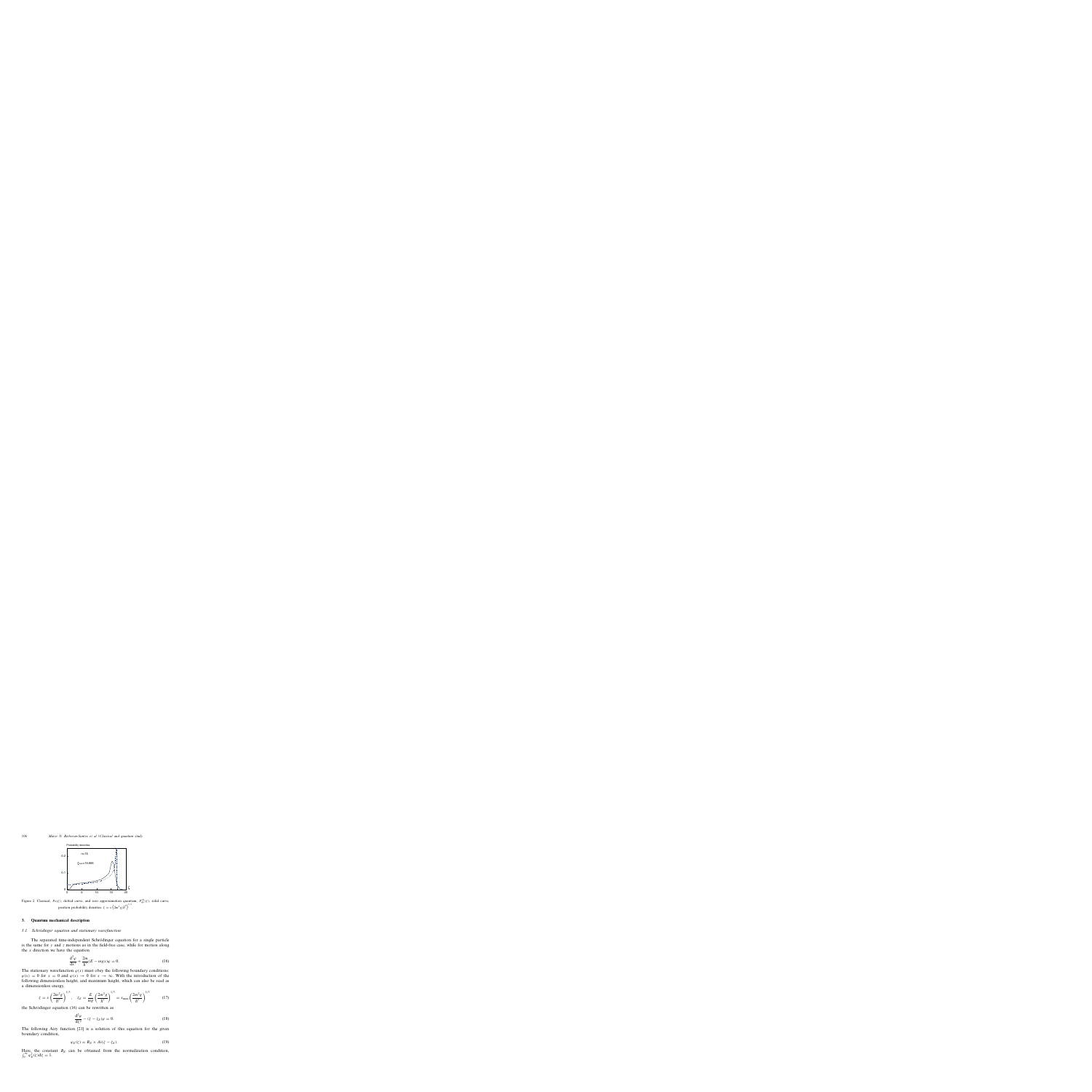Figure 2. Classical, $P_{\mathrm{Cl}}(\zeta)$, dotted curve, and zero approximation quantum, $P_{\mathrm{Qu}}^{(0)}(\zeta)$, solid curve, position probability densities. $\zeta = x\left(2m^2g/\hbar^2\right)^{1/3}$.

## 3. Quantum mechanical description

### 3.1. Schrödinger equation and stationary wavefunction

The separated time-independent Schrödinger equation for a single particle is the same for $y$ and $z$ motions as in the field-free case, while for motion along the $x$ direction we have the equation

$$\frac{\mathrm{d}^2\varphi}{\mathrm{d}x^2} + \frac{2m}{\hbar^2}(E - mgx)\varphi = 0. \tag{16}$$

The stationary wavefunction $\varphi(x)$ must obey the following boundary conditions: $\varphi(x) = 0$ for $x = 0$ and $\varphi(x) \to 0$ for $x \to \infty$. With the introduction of the following dimensionless height, and maximum height, which can also be read as a dimensionless energy,

$$\zeta = x\left(\frac{2m^2g}{\hbar^2}\right)^{1/3}; \qquad \zeta_E = \frac{E}{mg}\left(\frac{2m^2g}{\hbar^2}\right)^{1/3} = x_{\max}\left(\frac{2m^2g}{\hbar^2}\right)^{1/3} \tag{17}$$

the Schrödinger equation (16) can be rewritten as

$$\frac{\mathrm{d}^2\varphi}{\mathrm{d}\zeta^2} - (\zeta - \zeta_E)\varphi = 0. \tag{18}$$

The following Airy function [21] is a solution of this equation for the given boundary condition,

$$\varphi_E(\zeta) = B_E \times \mathrm{Ai}(\zeta - \zeta_E). \tag{19}$$

Here, the constant $B_E$ can be obtained from the normalization condition, $\int_0^\infty \varphi_E^2(\zeta)\,\mathrm{d}\zeta = 1$.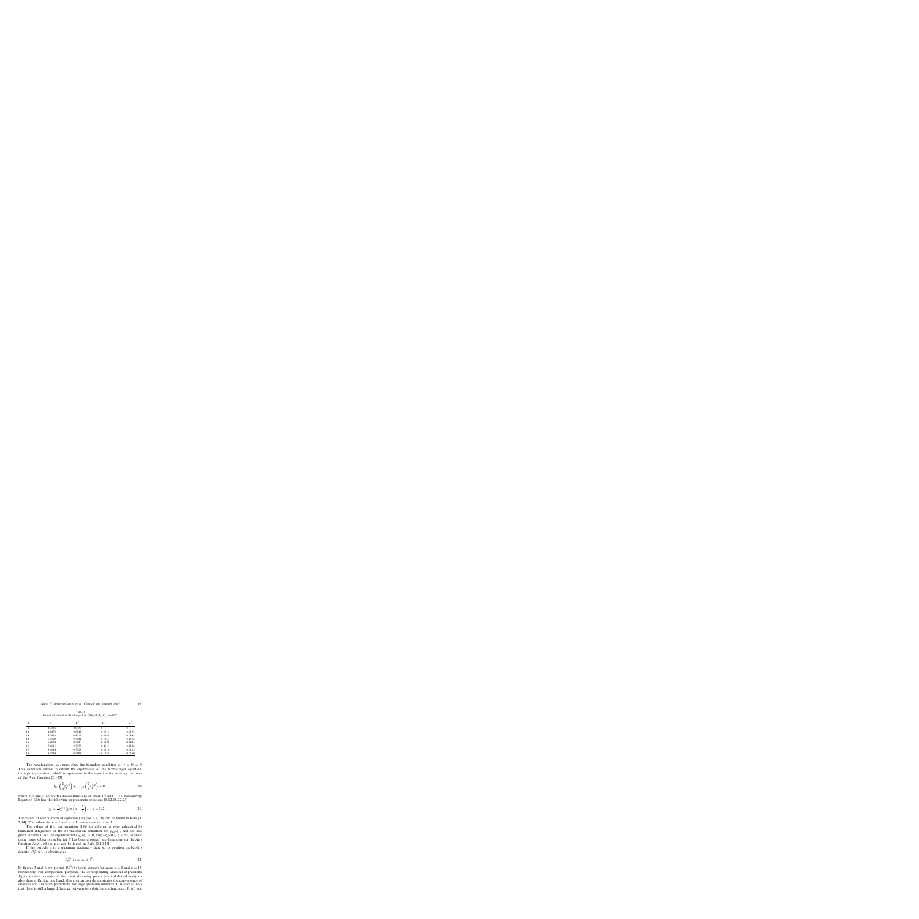Table 1
Values of several roots of equation (20), of $B_n$, $C_n$, and $C_n^2$.

| $n$ | $\zeta_n$ | $B_n^2$ | $C_n$ | $C_n^2$ |
|---|---|---|---|---|
| 1 | 2.3381 | 2.0198 | 0 | 0 |
| 12 | 14.5278 | 0.8242 | 0.1316 | 0.0173 |
| 13 | 15.3410 | 0.8021 | 0.2946 | 0.0868 |
| 14 | 16.1329 | 0.7821 | 0.5065 | 0.2566 |
| 15 | 16.9058 | 0.7640 | 0.6129 | 0.3835 |
| 16 | 17.6616 | 0.7473 | 0.4611 | 0.2126 |
| 17 | 18.4014 | 0.7323 | 0.1118 | 0.0125 |
| 18 | 19.1264 | 0.7181 | −0.1224 | 0.0150 |

The wavefunction, $\varphi_E$, must obey the boundary condition $\varphi_E(\zeta = 0) = 0$. This condition allows to obtain the eigenvalues of the Schrödinger equation, through an equation, which is equivalent to the equation for deriving the roots of the Airy function [21–23],

$$J_{1/3}\left(\frac{2}{3}\zeta_n^{3/2}\right) + J_{-1/3}\left(\frac{2}{3}\zeta_n^{3/2}\right) = 0, \tag{20}$$

where $J_{1/3}$ and $J_{-1/3}$ are the Bessel functions of order 1/3 and −1/3, respectively. Equation (20) has the following approximate solutions [9,12,18,22,23]

$$y_n = \frac{2}{3}\zeta_n^{3/2} \simeq \pi\left(n - \frac{1}{4}\right), \quad n = 1, 2, \ldots \tag{21}$$

The values of several roots of equation (20) (for $n \leqslant 10$) can be found in Refs. [1, 2, 14]. The values for $n = 1$ and $n > 11$ are shown in table 1.

The values of $B_{En}$ [see equation (19)] for different $n$ were calculated by numerical integration of the normalization condition for $\varphi_{En}(\zeta)$, and are also given in table 1. All the eigenfunctions $\varphi_n(\zeta) = B_n\text{Ai}(\zeta - \zeta_n)0 \leqslant \zeta < \infty$, to avoid using many subscripts subscript $E$ has been dropped) are dependent on the Airy function $\text{Ai}(\zeta)$, whose plot can be found in Refs. [2,10,14].

If the particle is in a quantum stationary state $n$, its position probability density, $P_{qu}^{(n)}(\zeta)$, is obtained as

$$P_{qu}^{(n)}(\zeta) = |\varphi_n(\zeta)|^2. \tag{22}$$

In figures 3 and 4, we plotted $P_{qu}^{(n)}(\zeta)$ (solid curves) for cases $n = 0$ and $n = 15$, respectively. For comparison purposes, the corresponding classical expressions, $P_{cl}(\zeta)$, (dotted curves) and the classical turning points (vertical dotted lines) are also shown. On the one hand, this comparison demonstrates the convergence of classical and quantum predictions for large quantum numbers. It is easy to note that there is still a large difference between two distribution functions, $P_{cl}(\zeta)$ and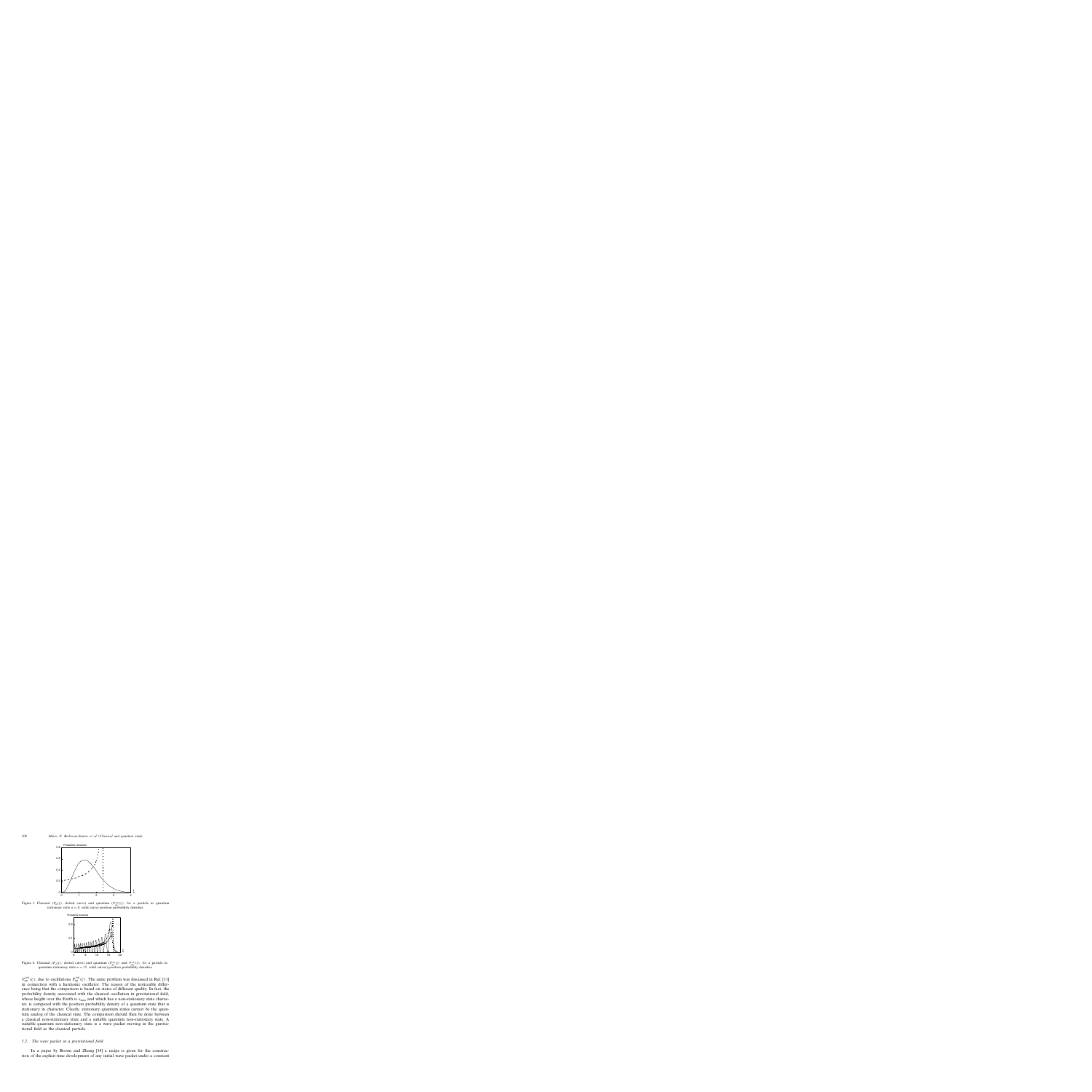Figure 3. Classical ($P_{cl}(\zeta)$, dotted curve) and quantum ($P_{qu}^{(n)}(\zeta)$, for a particle in quantum stationary state $n = 1$, solid curve) position probability densities.

Figure 4. Classical ($P_{cl}(\zeta)$, dotted curve) and quantum ($P_{qu}^{(n)}(\zeta)$ and $\bar{P}_{qu}^{(n)}(\zeta)$, for a particle in quantum stationary state $n = 15$, solid curves) position probability densities.

$\bar{P}_{qu}^{(n)}(\zeta)$, due to oscillations $P_{qu}^{(n)}(\zeta)$. The same problem was discussed in Ref. [11] in connection with a harmonic oscillator. The reason of the noticeable difference being that the comparison is based on states of different quality. In fact, the probability density associated with the classical oscillation in gravitational field, whose height over the Earth is $x_{max}$ and which has a non-stationary state character, is compared with the position probability density of a quantum state that is stationary in character. Clearly, stationary quantum states cannot be the quantum analog of the classical state. The comparison should then be done between a classical non-stationary state and a suitable quantum non-stationary state. A suitable quantum non-stationary state is a wave packet moving in the gravitational field as the classical particle.

### 3.2. The wave packet in a gravitational field

In a paper by Brown and Zhang [14] a recipe is given for the construction of the explicit time development of any initial wave packet under a constant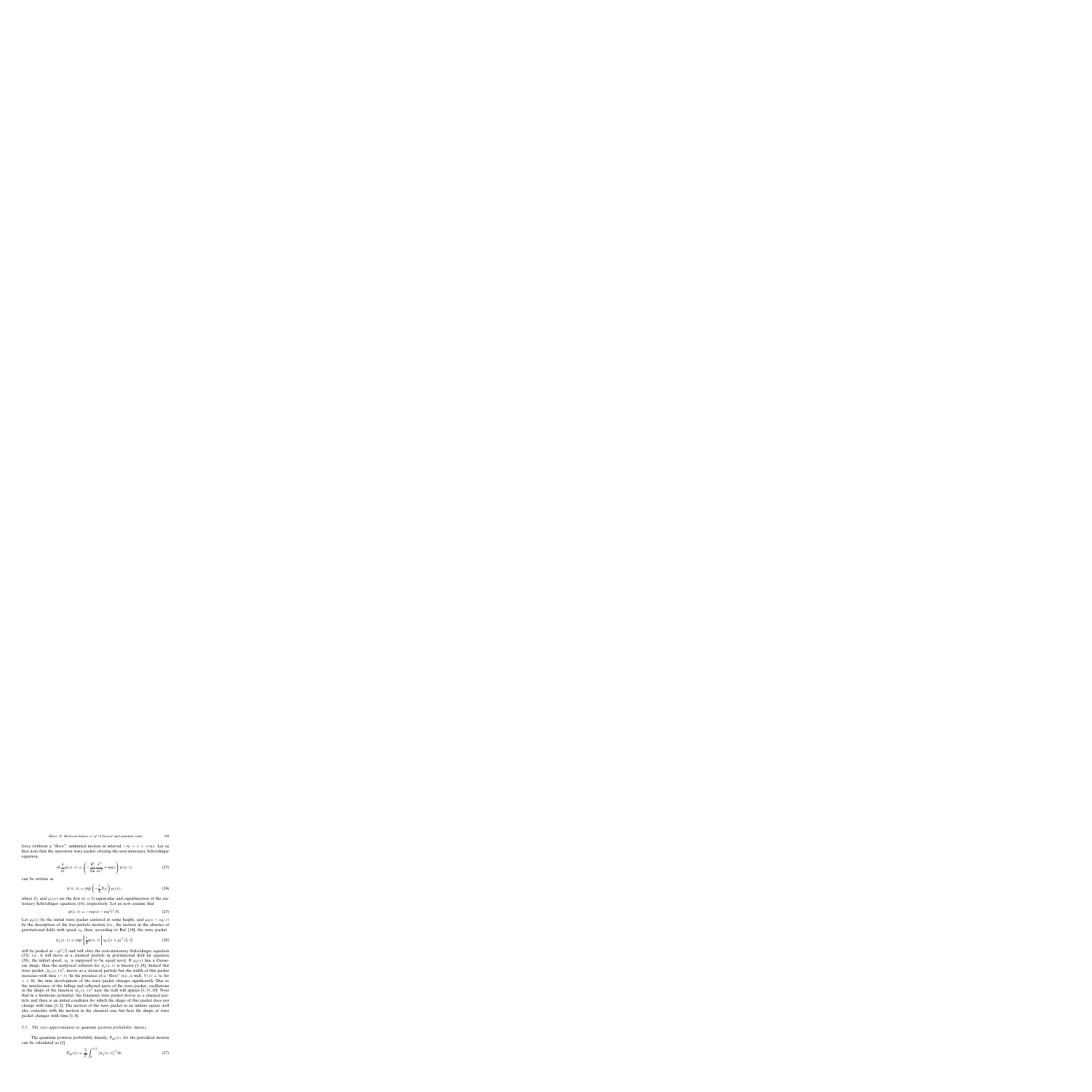force (without a "floor", unlimited motion in interval $-\infty < x < +\infty$). Let us first note that the narrowest wave packet obeying the non-stationary Schrödinger equation,

$$i\hbar\frac{\partial}{\partial t}\psi(x,t) = \left(-\frac{\hbar^2}{2m}\frac{\partial^2}{\partial x^2} + mgx\right)\psi(x,t) \tag{23}$$

can be written as

$$\psi(x,t) = \exp\left(-\frac{i}{\hbar}E_1 t\right)\varphi_1(x), \tag{24}$$

where $E_1$ and $\varphi_1(x)$ are the first ($n = 1$) eigenvalue and eigenfunction of the stationary Schrödinger equation (16), respectively. Let us now assume that

$$\phi(x,t) = -mgxt - mg^2t^3/6. \tag{25}$$

Let $\varphi_0(x)$ be the initial wave packet centered at some height, and $\varphi_0(x - v_0 t, t)$ be the description of the free-particle motion (i.e., the motion in the absence of gravitational field) with speed $v_0$ then, according to Ref. [14], the wave packet

$$\psi_g(x,t) = \exp\left\{\frac{i}{\hbar}\phi(x,t)\right\}\varphi_0\left(x + gt^2/2, t\right) \tag{26}$$

will be peaked at $-gt^2/2$ and will obey the non-stationary Schrödinger equation (23), i.e., it will move as a classical particle in gravitational field [in equation (26), the initial speed, $v_0$, is supposed to be equal zero]. If $\varphi_0(x)$ has a Gaussian shape, then the analytical solution for $\psi_g(x,t)$ is known [1,18]. Indeed this wave packet, $|\psi_g(x,t)|^2$, moves as a classical particle but the width of this packet increases with time ($\sim t$). In the presence of a "floor" (i.e., a wall, $V(x) = \infty$ for $x < 0$), the time development of the wave packet changes significantly. Due to the interference of the falling and reflected parts of the wave packet, oscillations in the shape of the function $|\psi_g(x,t)|^2$ near the wall will appear [1,15,16]. Note that in a harmonic potential, the Gaussian wave packet moves as a classical particle and there is an initial condition for which the shape of this packet does not change with time [1,2]. The motion of the wave packet in an infinite square well also coincides with the motion in the classical case but here the shape of wave packet changes with time [1,4].

### 3.5. The zero approximation to quantum position probability density

The quantum position probability density, $P_{qn}(x)$, for the periodical motion can be calculated as [2]

$$P_{qn}(x) = \frac{2}{T}\int_0^{T/2}\left|\psi_g(x,t)\right|^2 dt. \tag{27}$$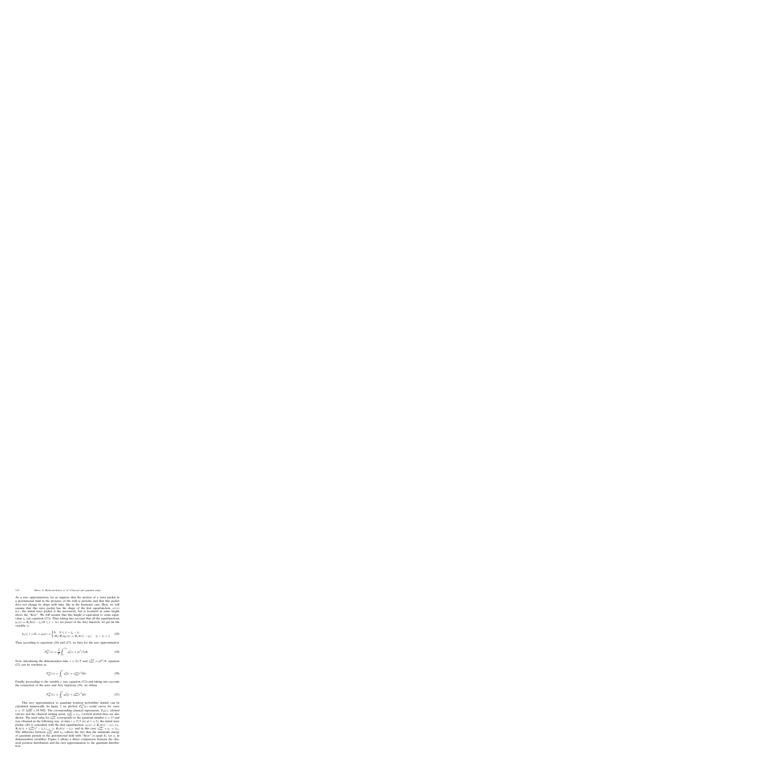As a zero approximation, let us suppose that the motion of a wave packet in a gravitational field in the presence of the wall is periodic and that this packet does not change its shape with time, like in the harmonic case. Here, we will assume that this wave packet has the shape of the first eigenfunction, $\varphi_1(x)$ (i.e., the initial wave packet is the narrowest), but is localized at some height above the "floor". We will assume that this height is equivalent to some eigenvalue $\zeta_n$ (see equation (17)). Then taking into account that all the eigenfunctions $\varphi_n(\zeta) = B_n\text{Ai}(\zeta - \zeta_n)(0 \leqslant \zeta < \infty)$ are pieces of the Airy function, we get (in the variable $\zeta$)

$$\tilde{\varphi}_1(\zeta, t = 0) = \varphi_0(\zeta) = \begin{cases} 0, & 0 \leqslant \zeta < \zeta_n - \zeta_1 \\ (B_1/B_n)\varphi_n(\zeta) = B_1\text{Ai}(\zeta - \zeta_n), & \zeta_n - \zeta_1 \leqslant \zeta. \end{cases} \tag{28}$$

Then according to equations (26) and (27), we have for the zero approximation

$$P_{\text{qu}}^{(0)}(x) = \frac{2}{T}\int_0^{T/2} \varphi_0^2(x + gt^2/2)\,\text{d}t. \tag{29}$$

Now, introducing the dimensionless time $\tau = 2t/T$ and $z_{\text{max}}^{\text{(qu)}} = gT^2/8$, equation (27) can be rewritten as

$$P_{\text{qu}}^{(0)}(x) = \int_0^1 \varphi_0^2(x + z_{\text{max}}^{\text{(qu)}}\tau^2)\,\text{d}\tau. \tag{30}$$

Finally, proceeding to the variable $\zeta$ (see, equation (17)) and taking into account the connection of the wave and Airy functions (19), we obtain

$$P_{\text{qu}}^{(0)}(\zeta) = \int_0^1 \varphi_0^2(\zeta + \zeta_{\text{max}}^{\text{(qu)}}\tau^2)\,\text{d}\tau. \tag{31}$$

This zero approximation to quantum position probability density can be calculated numerically. In figure 2 we plotted $P_{\text{qu}}^{(0)}(\zeta)$ (solid curve) for cases $n = 15$ ($\zeta_{\text{max}}^{\text{(qu)}} = 14.568$). The corresponding classical expressions, $P_{\text{cl}}(\zeta)$, (dotted curves) and the classical turning point, $\zeta_{\text{max}}^{\text{(cl)}} = \zeta_{15}$, (vertical dotted line) are also shown. The used value for $\zeta_{\text{max}}^{\text{(qu)}}$ corresponds to the quantum number $n = 15$ and was obtained in the following way: at time $t = T/2$ (or at $\tau = 1$), the initial wave packet (28) is coincident with the first eigenfunction, $\varphi_1(\zeta) = B_1\text{Ai}(\zeta - \zeta_1)$, i.e., $B_1\text{Ai}(\zeta + \zeta_{\text{max}}^{\text{(qu)}}\tau^2 - \zeta_n)|_{\tau=1} = B_1\text{Ai}(\zeta - \zeta_1)$, and in this case, $\zeta_{\text{max}}^{\text{(qu)}} + \zeta_1 = \zeta_{15}$. The difference between $\zeta_{\text{max}}^{\text{(cl)}}$ and $\zeta_{15}$ reflects the fact that the minimum energy of quantum particle in the gravitational field with "floor" is equal $E_1$ (or $\zeta_1$ in dimensionless variables). Figure 2 allows a direct comparison between the classical position distribution and the zero approximation to the quantum distribution.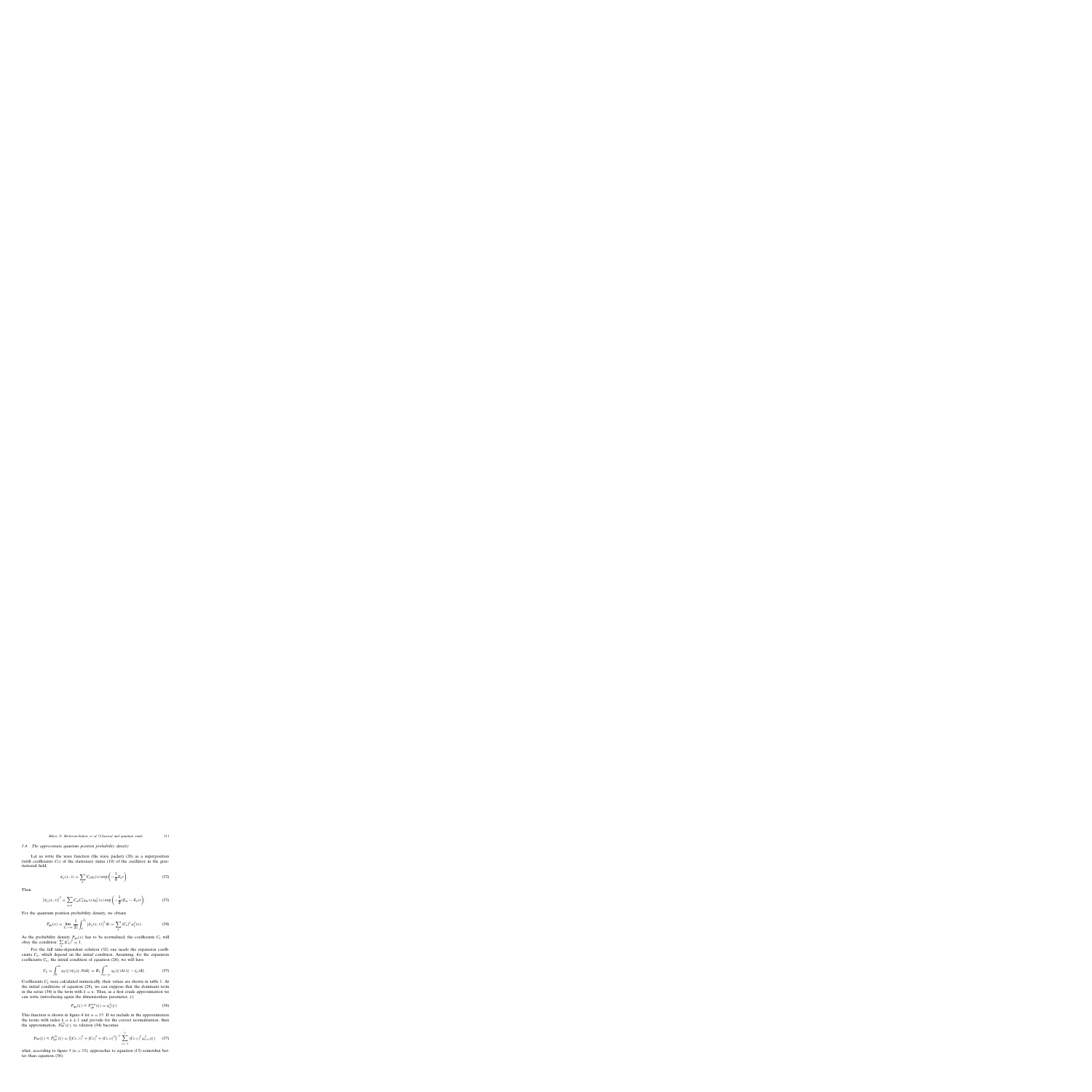### 3.4 The approximate quantum position probability density

Let us write the wave function (the wave packet) (26) as a superposition (with coefficients $C_k$) of the stationary states (19) of the oscillator in the gravitational field,

$$\psi_g(x,t) = \sum_k C_k \varphi_k(x) \exp\left(-\frac{\mathrm{i}}{\hbar}E_k t\right). \tag{32}$$

Then

$$|\psi_g(x,t)|^2 = \sum_{m,k} C_m C_k^* \varphi_m(x)\varphi_k^*(x) \exp\left(-\frac{\mathrm{i}}{\hbar}(E_m - E_k)t\right). \tag{33}$$

For the quantum position probability density, we obtain

$$P_{\mathrm{qu}}(x) = \lim_{T_0 \to \infty} \frac{1}{T_0} \int_0^{T_0} |\psi_g(x,t)|^2 \, \mathrm{d}t = \sum_k |C_k|^2 \varphi_k^2(x). \tag{34}$$

As the probability density $P_{\mathrm{qu}}(x)$ has to be normalized, the coefficients $C_k$ will obey the condition: $\sum_k |C_k|^2 = 1$.

For the full time-dependent solution (32) one needs the expansion coefficients $C_k$, which depend on the initial condition. Assuming, for the expansion coefficients $C_k$, the initial condition of equation (28), we will have

$$C_k = \int_0^\infty \varphi_k(\zeta)\psi_g(\zeta,0)\mathrm{d}\zeta = B_k \int_{\zeta_0-\varepsilon}^\infty \varphi_k(\zeta)\delta(\zeta-\zeta_0)\mathrm{d}\zeta \tag{35}$$

Coefficients $C_k$ were calculated numerically, their values are shown in table 1. At the initial conditions of equation (28), we can suppose that the dominant term in the series (34) is the term with $k = n$. Thus, as a first crude approximation we can write (introducing again the dimensionless parameter, $\zeta$)

$$P_{\mathrm{qu}}(\zeta) \approx P_{\mathrm{qu}}^{(n)}(\zeta) = \varphi_n^2(\zeta). \tag{36}$$

This function is shown in figure 4 for $n = 15$. If we include in the approximation the terms with index $k = n \pm 1$ and provide for the correct normalization, then the approximation, $P_{\mathrm{qu}}^{(1)}(\zeta)$, to relation (34) becomes

$$P_{\mathrm{qu}}(\zeta) \approx P_{\mathrm{qu}}^{(1)}(\zeta) = \left(|C_{n-1}|^2 + |C_n|^2 + |C_{n+1}|^2\right)^{-1} \sum_{s=-1}^{1} |C_{n+s}|^2 \varphi_{n+s}^2(\zeta) \tag{37}$$

what, according to figure 5 ($n = 15$), approaches to equation (15) somewhat better than equation (36).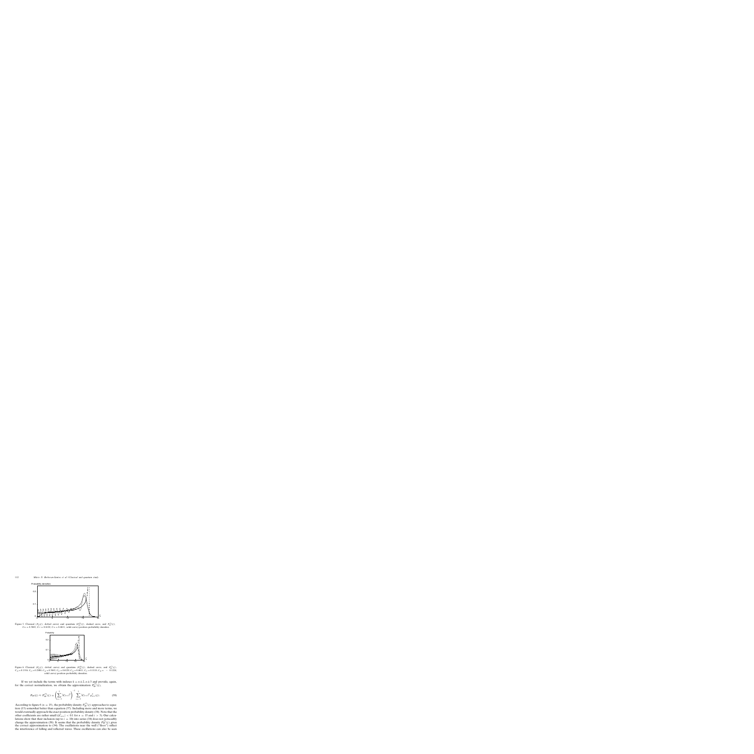Figure 5. Classical ($P_{cl}(\zeta)$, dotted curve) and quantum ($P_{qu}^{(2)}(\zeta)$, dashed curve, and $P_{qu}^{(3)}(\zeta)$, $C_{14} = 0.5965$, $C_{15} = 0.6120$, $C_{16} = 0.4611$, solid curve) position probability densities.

Figure 6. Classical ($P_{cl}(\zeta)$, dotted curve) and quantum ($P_{qu}^{(3)}(\zeta)$, dashed curve, and $P_{qu}^{(5)}(\zeta)$, $C_{12} = 0.1316$, $C_{13} = 0.2980$, $C_{14} = 0.5965$, $C_{15} = 0.6120$, $C_{16} = 0.4611$, $C_{17} = 0.3119$, $C_{18} = -0.1224$, solid curve) position probability densities.

If we yet include the terms with indexes $k = n \pm 2, n \pm 3$ and provide, again, for the correct normalization, we obtain the approximation $P_{qu}^{(5)}(\zeta)$,

$$P_{qu}(\zeta) \approx P_{qu}^{(5)}(\zeta) = \left(\sum_{i=-3}^{3} |C_{n+i}|^2\right)^{-1} \sum_{i=-3}^{3} |C_{n+i}|^2 \psi_{n+i}^2(\zeta). \tag{38}$$

According to figure 6 ($n = 15$), the probability density $P_{qu}^{(5)}(\zeta)$ approaches to equation (15) somewhat better than equation (37). Including more and more terms, we would eventually approach the exact position probability density (34). Note that the other coefficients are rather small ($|C_{n\pm i}| < 0.1$ for $n = 15$ and $i > 3$). Our calculations show that their inclusion (up to $i = 10$) into series (34) does not noticeably change the approximation (38). It seems that the probability density $P_{qu}^{(5)}(\zeta)$ gives the correct approximation to (34). The oscillations near the wall ("floor") reflect the interference of falling and reflected waves. These oscillations can also be seen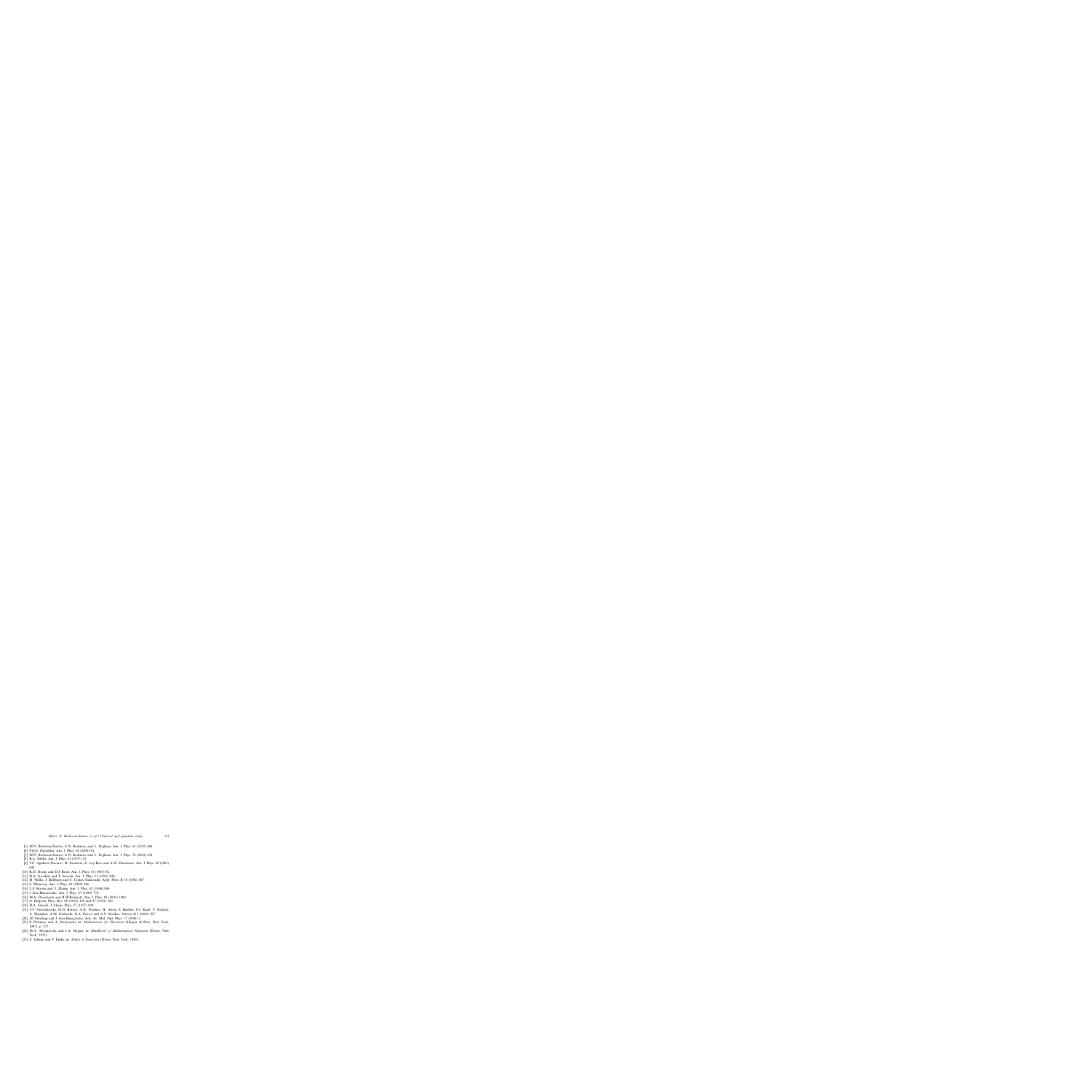[5] M.N. Berberan-Santos, E.N. Bodunov and L. Pogliani, Am. J. Phys. 65 (1997) 404.
[6] F.G.E. Pantellini, Am. J. Phys. 68 (2000) 61.
[7] M.N. Berberan-Santos, E.N. Bodunov and L. Pogliani, Am. J. Phys. 70 (2002) 438.
[8] R.L. Gibbs, Am. J. Phys. 43 (1975) 25.
[9] V.C. Aguilera-Navarro, H. Iwamoto, E. Ley-Koo and A.H. Zimerman, Am. J. Phys. 49 (1981) 648.
[10] R.D. Drake and D.J. Reed, Am. J. Phys. 51 (1983) 82.
[11] D.A. Goodmanson and T. Sincock, Am. J. Phys. 51 (1991) 924.
[12] H. Wallis, J. Dalibard and C. Cohen-Tannoudji, Appl. Phys. B 54 (1992) 407.
[13] S. Whineray, Am. J. Phys. 60 (1992) 948.
[14] L.S. Brown and Y. Zhang, Am. J. Phys. 62 (1994) 806.
[15] J. Gea-Banacloche, Am. J. Phys. 67 (1999) 776.
[16] M.A. Doncheski and R.W.Robinett, Am. J. Phys. 68 (2001) 1084.
[17] O. Halpern, Phys. Rev. 86 (1952) 126 and 87 (1952) 520.
[18] H.A. Gersch, J. Chem. Phys. 27 (1957) 928.
[19] V.V. Nesvizhevsky, H.G. Börner, A.K. Petukhov, H. Abele, S. Baeßler, F.J. Rueß, T. Stöferle, A. Westphal, A.M. Gagarski, G.A. Petrov and A.V. Strelkov, Nature 415 (2002) 297.
[20] J.P. Dowling and J. Gea-Banacloche, Adv. At. Mol. Opt. Phys. 37 (1996) 1.
[21] P. Dennery and A. Krzywicki, in: *Mathematics for Physicists* (Harper & Row, New York, 1967), p. 237.
[22] M.A. Abramowitz and I.A. Stegun, in: *Handbook of Mathematical Functions* (Dover, New York, 1972).
[23] E. Jahnke and F. Emde, in: *Tables of Functions* (Dover, New York, 1945).